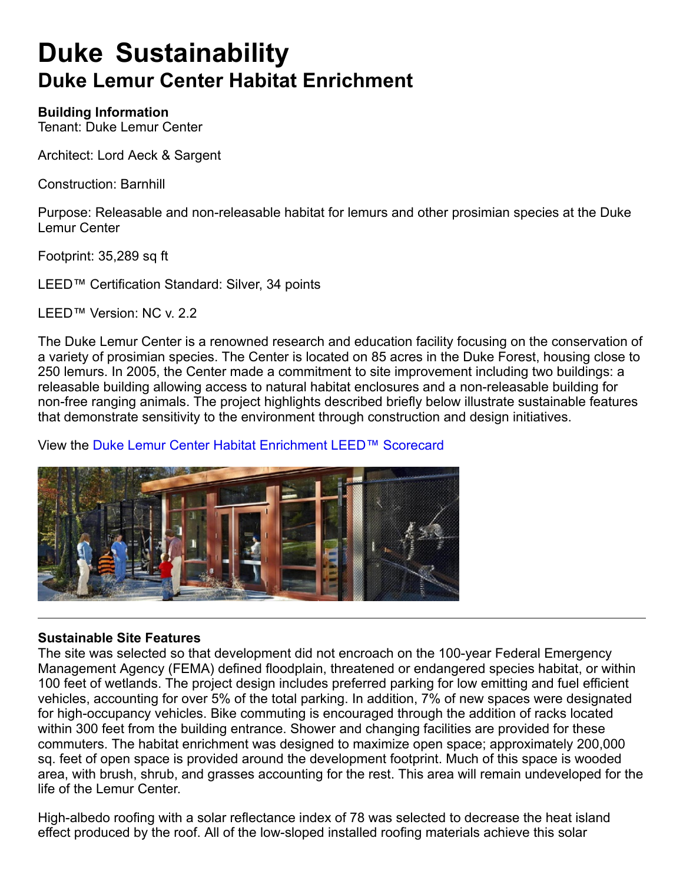# Duke Sustainability

## Duke Lemur Center Habitat Enrichment

**Building Information**

Tenant: Duke Lemur Center

Architect: Lord Aeck & Sargent

Construction: Barnhill

Purpose: Releasable and non-releasable habitat for lemurs and other prosimian species at the Duke Lemur Center

Footprint: 35,289 sq ft

LEED™ Certification Standard: Silver, 34 points

LEED™ Version: NC v. 2.2

The Duke Lemur Center is a renowned research and education facility focusing on the conservation of a variety of prosimian species. The Center is located on 85 acres in the Duke Forest, housing close to 250 lemurs. In 2005, the Center made a commitment to site improvement including two buildings: a releasable building allowing access to natural habitat enclosures and a non-releasable building for non-free ranging animals. The project highlights described briefly below illustrate sustainable features that demonstrate sensitivity to the environment through construction and design initiatives.

View the Duke Lemur Center Habitat Enrichment LEED™ Scorecard

---

**Sustainable Site Features**

The site was selected so that development did not encroach on the 100-year Federal Emergency Management Agency (FEMA) defined floodplain, threatened or endangered species habitat, or within 100 feet of wetlands. The project design includes preferred parking for low emitting and fuel efficient vehicles, accounting for over 5% of the total parking. In addition, 7% of new spaces were designated for high-occupancy vehicles. Bike commuting is encouraged through the addition of racks located within 300 feet from the building entrance. Shower and changing facilities are provided for these commuters. The habitat enrichment was designed to maximize open space; approximately 200,000 sq. feet of open space is provided around the development footprint. Much of this space is wooded area, with brush, shrub, and grasses accounting for the rest. This area will remain undeveloped for the life of the Lemur Center.

High-albedo roofing with a solar reflectance index of 78 was selected to decrease the heat island effect produced by the roof. All of the low-sloped installed roofing materials achieve this solar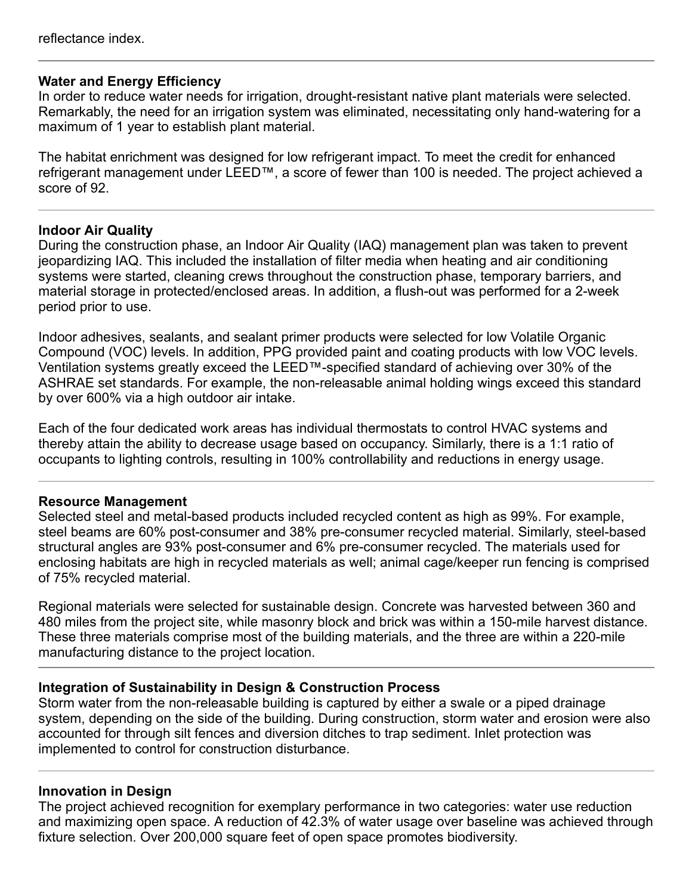reflectance index.

---

**Water and Energy Efficiency**

In order to reduce water needs for irrigation, drought-resistant native plant materials were selected. Remarkably, the need for an irrigation system was eliminated, necessitating only hand-watering for a maximum of 1 year to establish plant material.

The habitat enrichment was designed for low refrigerant impact. To meet the credit for enhanced refrigerant management under LEED™, a score of fewer than 100 is needed. The project achieved a score of 92.

---

**Indoor Air Quality**

During the construction phase, an Indoor Air Quality (IAQ) management plan was taken to prevent jeopardizing IAQ. This included the installation of filter media when heating and air conditioning systems were started, cleaning crews throughout the construction phase, temporary barriers, and material storage in protected/enclosed areas. In addition, a flush-out was performed for a 2-week period prior to use.

Indoor adhesives, sealants, and sealant primer products were selected for low Volatile Organic Compound (VOC) levels. In addition, PPG provided paint and coating products with low VOC levels. Ventilation systems greatly exceed the LEED™-specified standard of achieving over 30% of the ASHRAE set standards. For example, the non-releasable animal holding wings exceed this standard by over 600% via a high outdoor air intake.

Each of the four dedicated work areas has individual thermostats to control HVAC systems and thereby attain the ability to decrease usage based on occupancy. Similarly, there is a 1:1 ratio of occupants to lighting controls, resulting in 100% controllability and reductions in energy usage.

---

**Resource Management**

Selected steel and metal-based products included recycled content as high as 99%. For example, steel beams are 60% post-consumer and 38% pre-consumer recycled material. Similarly, steel-based structural angles are 93% post-consumer and 6% pre-consumer recycled. The materials used for enclosing habitats are high in recycled materials as well; animal cage/keeper run fencing is comprised of 75% recycled material.

Regional materials were selected for sustainable design. Concrete was harvested between 360 and 480 miles from the project site, while masonry block and brick was within a 150-mile harvest distance. These three materials comprise most of the building materials, and the three are within a 220-mile manufacturing distance to the project location.

---

**Integration of Sustainability in Design & Construction Process**

Storm water from the non-releasable building is captured by either a swale or a piped drainage system, depending on the side of the building. During construction, storm water and erosion were also accounted for through silt fences and diversion ditches to trap sediment. Inlet protection was implemented to control for construction disturbance.

---

**Innovation in Design**

The project achieved recognition for exemplary performance in two categories: water use reduction and maximizing open space. A reduction of 42.3% of water usage over baseline was achieved through fixture selection. Over 200,000 square feet of open space promotes biodiversity.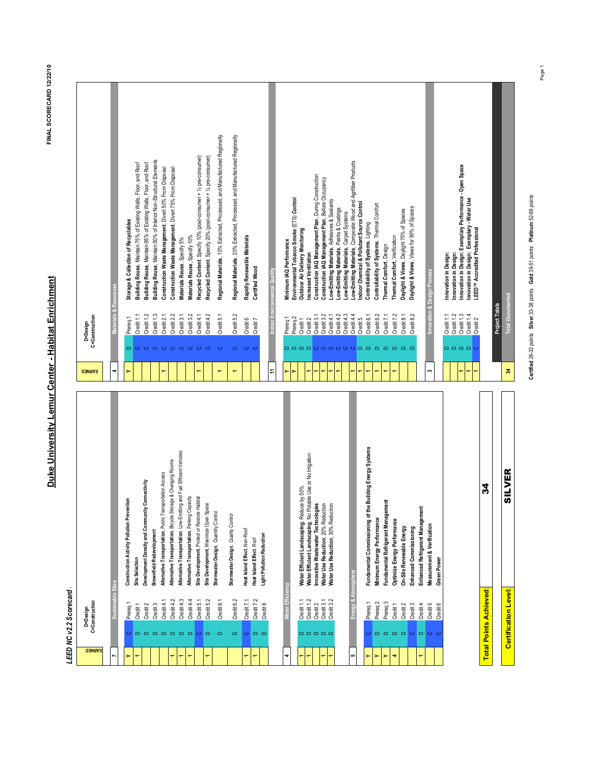# Duke University Lemur Center - Habitat Enrichment

**FINAL SCORECARD 12/22/10**

***LEED NC v2.2 Scorecard***

D=Design
C=Construction

| EARNED | D/C | Credit | Description |
|---|---|---|---|
| **7** | | **Sustainable Sites** | |
| Y | C | Prereq 1 | **Construction Activity Pollution Prevention** |
| 1 | D | Credit 1 | **Site Selection** |
| | D | Credit 2 | **Development Density and Community Connectivity** |
| | D | Credit 3 | **Brownfield Redevelopment** |
| 1 | D | Credit 4.1 | **Alternative Transportation**, Public Transportation Access |
| | D | Credit 4.2 | **Alternative Transportation**, Bicycle Storage & Changing Rooms |
| 1 | D | Credit 4.3 | **Alternative Transportation**, Low-Emitting and Fuel Efficient Vehicles |
| 1 | D | Credit 4.4 | **Alternative Transportation**, Parking Capacity |
| | C | Credit 5.1 | **Site Development**, Protect or Restore Habitat |
| 1 | D | Credit 5.2 | **Site Development**, Maximize Open Space |
| | D | Credit 6.1 | **Stormwater Design**, Quantity Control |
| | D | Credit 6.2 | **Stormwater Design**, Quality Control |
| 1 | C | Credit 7.1 | **Heat Island Effect**, Non-Roof |
| 1 | D | Credit 7.2 | **Heat Island Effect**, Roof |
| | D | Credit 8 | **Light Pollution Reduction** |
| **4** | | **Water Efficiency** | |
| 1 | D | Credit 1.1 | **Water Efficient Landscaping**, Reduce by 50% |
| 1 | D | Credit 1.2 | **Water Efficient Landscaping**, No Potable Use or No Irrigation |
| | D | Credit 2 | **Innovative Wastewater Technologies** |
| 1 | D | Credit 3.1 | **Water Use Reduction**, 20% Reduction |
| 1 | D | Credit 3.2 | **Water Use Reduction**, 30% Reduction |
| **5** | | **Energy & Atmosphere** | |
| Y | C | Prereq 1 | **Fundamental Commissioning of the Building Energy Systems** |
| Y | D | Prereq 2 | **Minimum Energy Performance** |
| Y | D | Prereq 3 | **Fundamental Refrigerant Management** |
| 4 | D | Credit 1 | **Optimize Energy Performance** |
| | D | Credit 2 | **On-Site Renewable Energy** |
| | C | Credit 3 | **Enhanced Commissioning** |
| 1 | D | Credit 4 | **Enhanced Refrigerant Management** |
| | C | Credit 5 | **Measurement & Verification** |
| | C | Credit 6 | **Green Power** |
| **4** | | **Materials & Resources** | |
| Y | D | Prereq 1 | **Storage & Collection of Recyclables** |
| | C | Credit 1.1 | **Building Reuse**, Maintain 75% of Existing Walls, Floor, and Roof |
| | C | Credit 1.2 | **Building Reuse**, Maintain 95% of Existing Walls, Floor, and Roof |
| | C | Credit 1.3 | **Building Reuse**, Maintain 50% of Interior Non-Structural Elements |
| 1 | C | Credit 2.1 | **Construction Waste Management**, Divert 50% From Disposal |
| | C | Credit 2.2 | **Construction Waste Management**, Divert 75% From Disposal |
| | C | Credit 3.1 | **Materials Reuse**, Specify 5% |
| | C | Credit 3.2 | **Materials Reuse**, Specify 10% |
| 1 | C | Credit 4.1 | **Recycled Content**, Specify 10% (post-consumer + ½ pre-consumer) |
| | C | Credit 4.2 | **Recycled Content**, Specify 20% (post-consumer + ½ pre-consumer) |
| 1 | C | Credit 5.1 | **Regional Materials**, 10% Extracted, Processed, and Manufactured Regionally |
| 1 | C | Credit 5.2 | **Regional Materials**, 20% Extracted, Processed, and Manufactured Regionally |
| | C | Credit 6 | **Rapidly Renewable Materials** |
| | C | Credit 7 | **Certified Wood** |
| **11** | | **Indoor Environmental Quality** | |
| Y | D | Prereq 1 | **Minimum IAQ Performance** |
| Y | D | Prereq 2 | **Environmental Tobacco Smoke (ETS) Control** |
| 1 | D | Credit 1 | **Outdoor Air Delivery Monitoring** |
| 1 | D | Credit 2 | **Increased Ventilation** |
| 1 | C | Credit 3.1 | **Construction IAQ Management Plan**, During Construction |
| 1 | C | Credit 3.2 | **Construction IAQ Management Plan**, Before Occupancy |
| 1 | C | Credit 4.1 | **Low-Emitting Materials**, Adhesives & Sealants |
| 1 | C | Credit 4.2 | **Low-Emitting Materials**, Paints & Coatings |
| | C | Credit 4.3 | **Low-Emitting Materials**, Carpet Systems |
| 1 | C | Credit 4.4 | **Low-Emitting Materials**, Composite Wood and Agrifiber Products |
| 1 | D | Credit 5 | **Indoor Chemical & Pollutant Source Control** |
| 1 | D | Credit 6.1 | **Controllability of Systems**, Lighting |
| 1 | D | Credit 6.2 | **Controllability of Systems**, Thermal Comfort |
| 1 | D | Credit 7.1 | **Thermal Comfort**, Design |
| | D | Credit 7.2 | **Thermal Comfort**, Verification |
| | D | Credit 8.1 | **Daylight & Views**, Daylight 75% of Spaces |
| | D | Credit 8.2 | **Daylight & Views**, Views for 90% of Spaces |
| **3** | | **Innovation & Design Process** | |
| | D | Credit 1.1 | **Innovation in Design:** |
| | D | Credit 1.2 | **Innovation in Design:** |
| 1 | D | Credit 1.3 | **Innovation in Design: Exemplary Performance - Open Space** |
| 1 | D | Credit 1.4 | **Innovation in Design: Exemplary - Water Use** |
| 1 | C | Credit 2 | **LEED™ Accredited Professional** |
| | | **Project Totals** | |
| **34** | | **Total Documented** | |

| | |
|---|---|
| **Total Points Achieved:** | **34** |
| **Certification Level:** | **SILVER** |

**Certified** 26-32 points **Silver** 33-38 points **Gold** 39-51 points **Platinum** 52-69 points